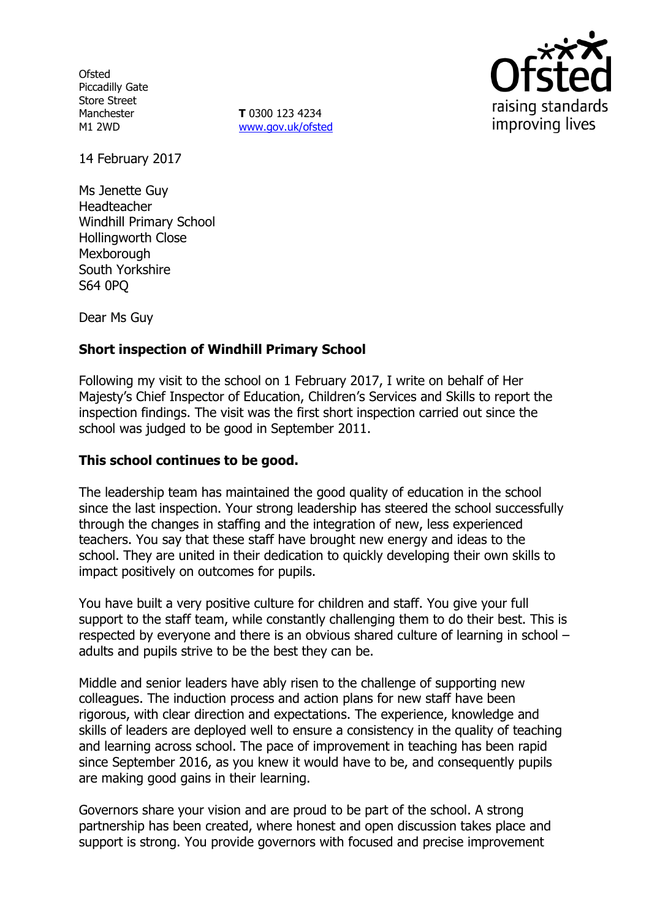Ofsted
Piccadilly Gate
Store Street
Manchester
M1 2WD

**T** 0300 123 4234
www.gov.uk/ofsted

14 February 2017

Ms Jenette Guy
Headteacher
Windhill Primary School
Hollingworth Close
Mexborough
South Yorkshire
S64 0PQ

Dear Ms Guy

**Short inspection of Windhill Primary School**

Following my visit to the school on 1 February 2017, I write on behalf of Her Majesty's Chief Inspector of Education, Children's Services and Skills to report the inspection findings. The visit was the first short inspection carried out since the school was judged to be good in September 2011.

**This school continues to be good.**

The leadership team has maintained the good quality of education in the school since the last inspection. Your strong leadership has steered the school successfully through the changes in staffing and the integration of new, less experienced teachers. You say that these staff have brought new energy and ideas to the school. They are united in their dedication to quickly developing their own skills to impact positively on outcomes for pupils.

You have built a very positive culture for children and staff. You give your full support to the staff team, while constantly challenging them to do their best. This is respected by everyone and there is an obvious shared culture of learning in school – adults and pupils strive to be the best they can be.

Middle and senior leaders have ably risen to the challenge of supporting new colleagues. The induction process and action plans for new staff have been rigorous, with clear direction and expectations. The experience, knowledge and skills of leaders are deployed well to ensure a consistency in the quality of teaching and learning across school. The pace of improvement in teaching has been rapid since September 2016, as you knew it would have to be, and consequently pupils are making good gains in their learning.

Governors share your vision and are proud to be part of the school. A strong partnership has been created, where honest and open discussion takes place and support is strong. You provide governors with focused and precise improvement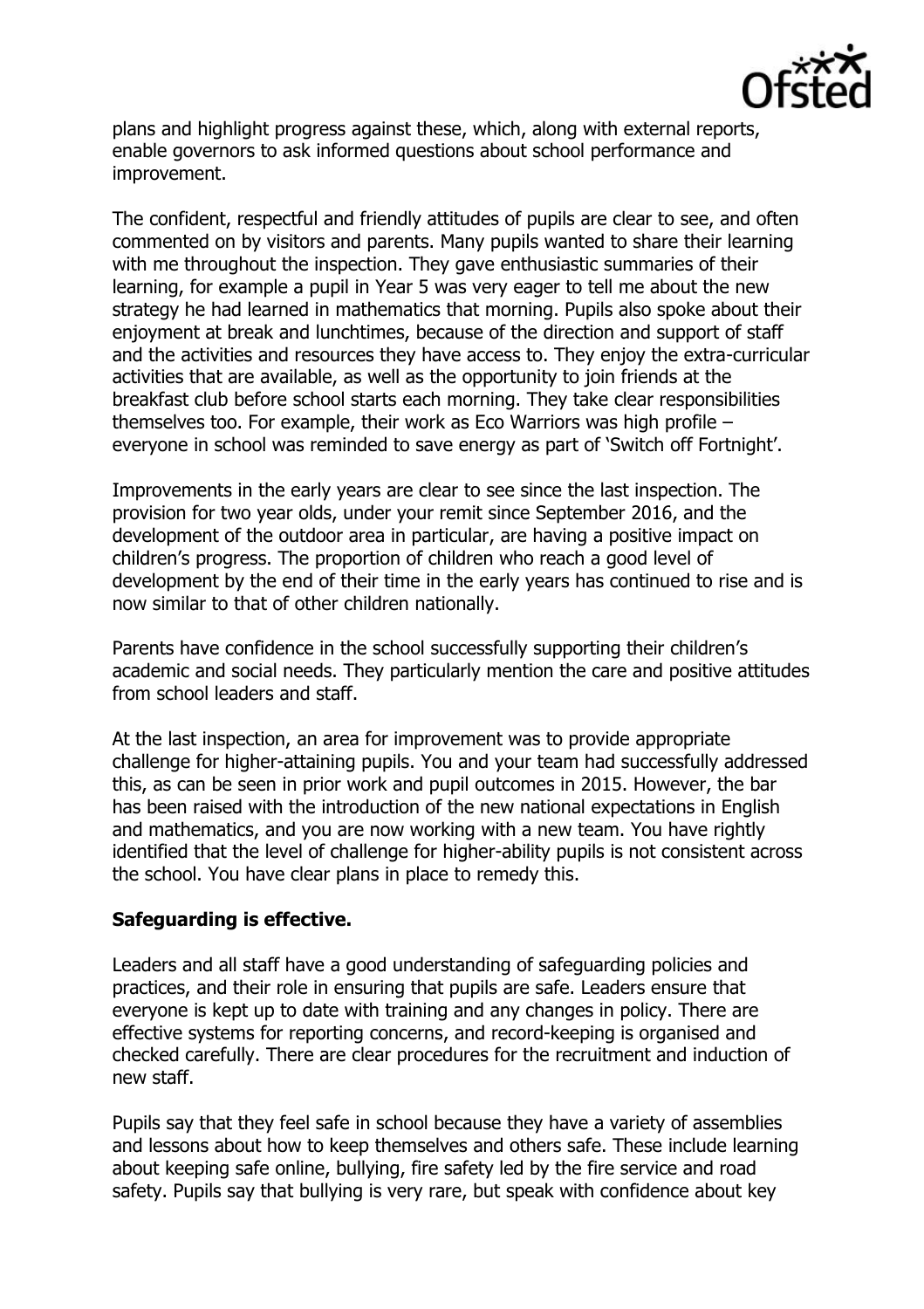plans and highlight progress against these, which, along with external reports, enable governors to ask informed questions about school performance and improvement.

The confident, respectful and friendly attitudes of pupils are clear to see, and often commented on by visitors and parents. Many pupils wanted to share their learning with me throughout the inspection. They gave enthusiastic summaries of their learning, for example a pupil in Year 5 was very eager to tell me about the new strategy he had learned in mathematics that morning. Pupils also spoke about their enjoyment at break and lunchtimes, because of the direction and support of staff and the activities and resources they have access to. They enjoy the extra-curricular activities that are available, as well as the opportunity to join friends at the breakfast club before school starts each morning. They take clear responsibilities themselves too. For example, their work as Eco Warriors was high profile – everyone in school was reminded to save energy as part of 'Switch off Fortnight'.

Improvements in the early years are clear to see since the last inspection. The provision for two year olds, under your remit since September 2016, and the development of the outdoor area in particular, are having a positive impact on children's progress. The proportion of children who reach a good level of development by the end of their time in the early years has continued to rise and is now similar to that of other children nationally.

Parents have confidence in the school successfully supporting their children's academic and social needs. They particularly mention the care and positive attitudes from school leaders and staff.

At the last inspection, an area for improvement was to provide appropriate challenge for higher-attaining pupils. You and your team had successfully addressed this, as can be seen in prior work and pupil outcomes in 2015. However, the bar has been raised with the introduction of the new national expectations in English and mathematics, and you are now working with a new team. You have rightly identified that the level of challenge for higher-ability pupils is not consistent across the school. You have clear plans in place to remedy this.

**Safeguarding is effective.**

Leaders and all staff have a good understanding of safeguarding policies and practices, and their role in ensuring that pupils are safe. Leaders ensure that everyone is kept up to date with training and any changes in policy. There are effective systems for reporting concerns, and record-keeping is organised and checked carefully. There are clear procedures for the recruitment and induction of new staff.

Pupils say that they feel safe in school because they have a variety of assemblies and lessons about how to keep themselves and others safe. These include learning about keeping safe online, bullying, fire safety led by the fire service and road safety. Pupils say that bullying is very rare, but speak with confidence about key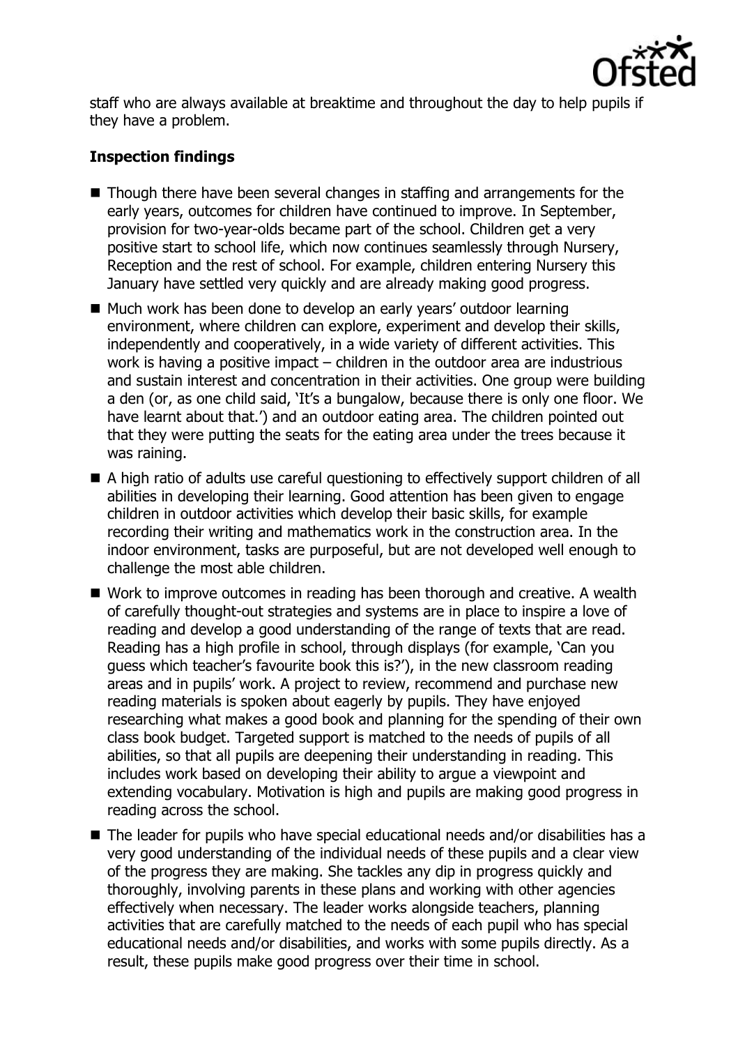staff who are always available at breaktime and throughout the day to help pupils if they have a problem.

**Inspection findings**

- Though there have been several changes in staffing and arrangements for the early years, outcomes for children have continued to improve. In September, provision for two-year-olds became part of the school. Children get a very positive start to school life, which now continues seamlessly through Nursery, Reception and the rest of school. For example, children entering Nursery this January have settled very quickly and are already making good progress.
- Much work has been done to develop an early years' outdoor learning environment, where children can explore, experiment and develop their skills, independently and cooperatively, in a wide variety of different activities. This work is having a positive impact – children in the outdoor area are industrious and sustain interest and concentration in their activities. One group were building a den (or, as one child said, 'It's a bungalow, because there is only one floor. We have learnt about that.') and an outdoor eating area. The children pointed out that they were putting the seats for the eating area under the trees because it was raining.
- A high ratio of adults use careful questioning to effectively support children of all abilities in developing their learning. Good attention has been given to engage children in outdoor activities which develop their basic skills, for example recording their writing and mathematics work in the construction area. In the indoor environment, tasks are purposeful, but are not developed well enough to challenge the most able children.
- Work to improve outcomes in reading has been thorough and creative. A wealth of carefully thought-out strategies and systems are in place to inspire a love of reading and develop a good understanding of the range of texts that are read. Reading has a high profile in school, through displays (for example, 'Can you guess which teacher's favourite book this is?'), in the new classroom reading areas and in pupils' work. A project to review, recommend and purchase new reading materials is spoken about eagerly by pupils. They have enjoyed researching what makes a good book and planning for the spending of their own class book budget. Targeted support is matched to the needs of pupils of all abilities, so that all pupils are deepening their understanding in reading. This includes work based on developing their ability to argue a viewpoint and extending vocabulary. Motivation is high and pupils are making good progress in reading across the school.
- The leader for pupils who have special educational needs and/or disabilities has a very good understanding of the individual needs of these pupils and a clear view of the progress they are making. She tackles any dip in progress quickly and thoroughly, involving parents in these plans and working with other agencies effectively when necessary. The leader works alongside teachers, planning activities that are carefully matched to the needs of each pupil who has special educational needs and/or disabilities, and works with some pupils directly. As a result, these pupils make good progress over their time in school.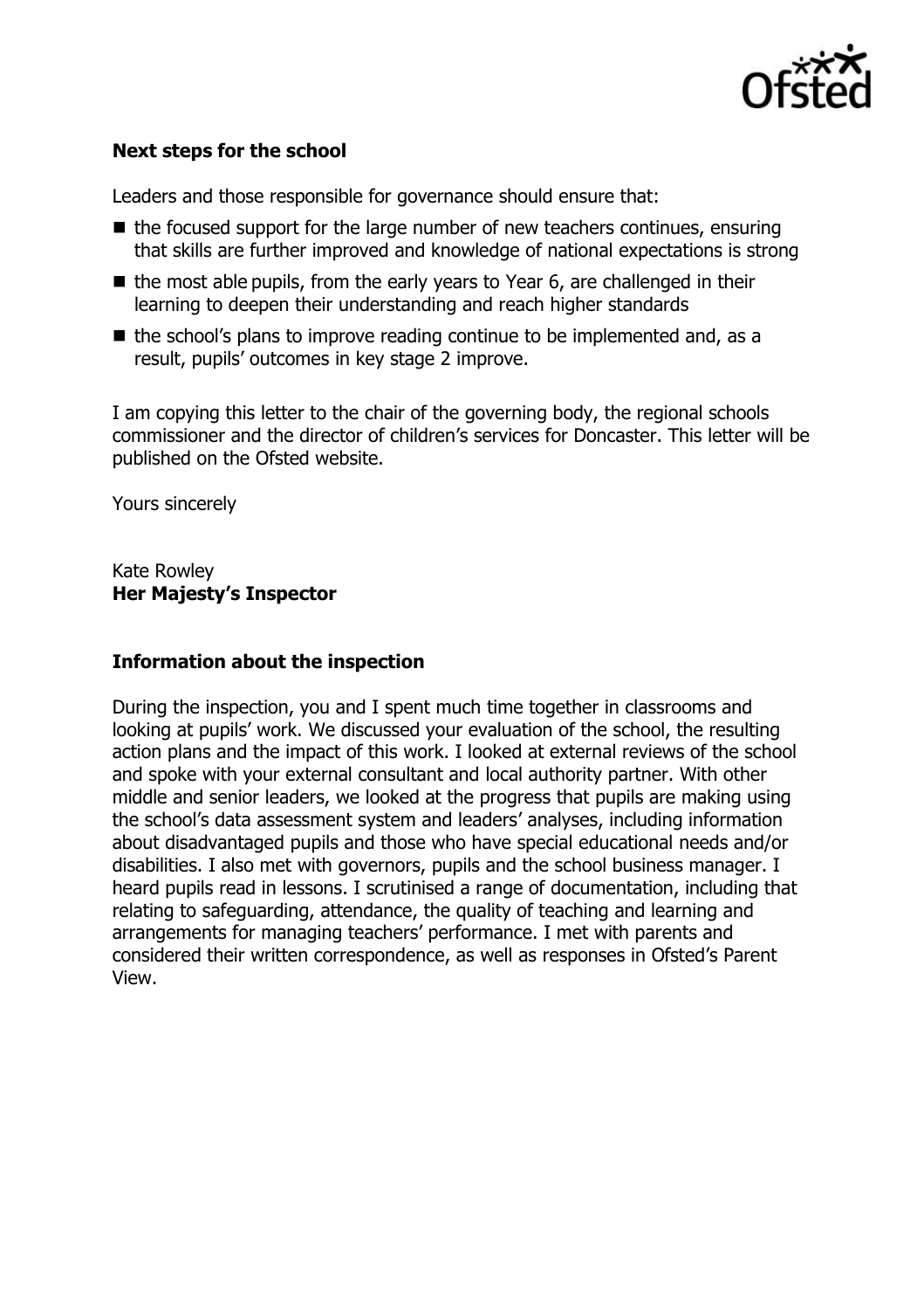**Next steps for the school**

Leaders and those responsible for governance should ensure that:

- the focused support for the large number of new teachers continues, ensuring that skills are further improved and knowledge of national expectations is strong
- the most able pupils, from the early years to Year 6, are challenged in their learning to deepen their understanding and reach higher standards
- the school's plans to improve reading continue to be implemented and, as a result, pupils' outcomes in key stage 2 improve.

I am copying this letter to the chair of the governing body, the regional schools commissioner and the director of children's services for Doncaster. This letter will be published on the Ofsted website.

Yours sincerely

Kate Rowley
**Her Majesty's Inspector**

**Information about the inspection**

During the inspection, you and I spent much time together in classrooms and looking at pupils' work. We discussed your evaluation of the school, the resulting action plans and the impact of this work. I looked at external reviews of the school and spoke with your external consultant and local authority partner. With other middle and senior leaders, we looked at the progress that pupils are making using the school's data assessment system and leaders' analyses, including information about disadvantaged pupils and those who have special educational needs and/or disabilities. I also met with governors, pupils and the school business manager. I heard pupils read in lessons. I scrutinised a range of documentation, including that relating to safeguarding, attendance, the quality of teaching and learning and arrangements for managing teachers' performance. I met with parents and considered their written correspondence, as well as responses in Ofsted's Parent View.